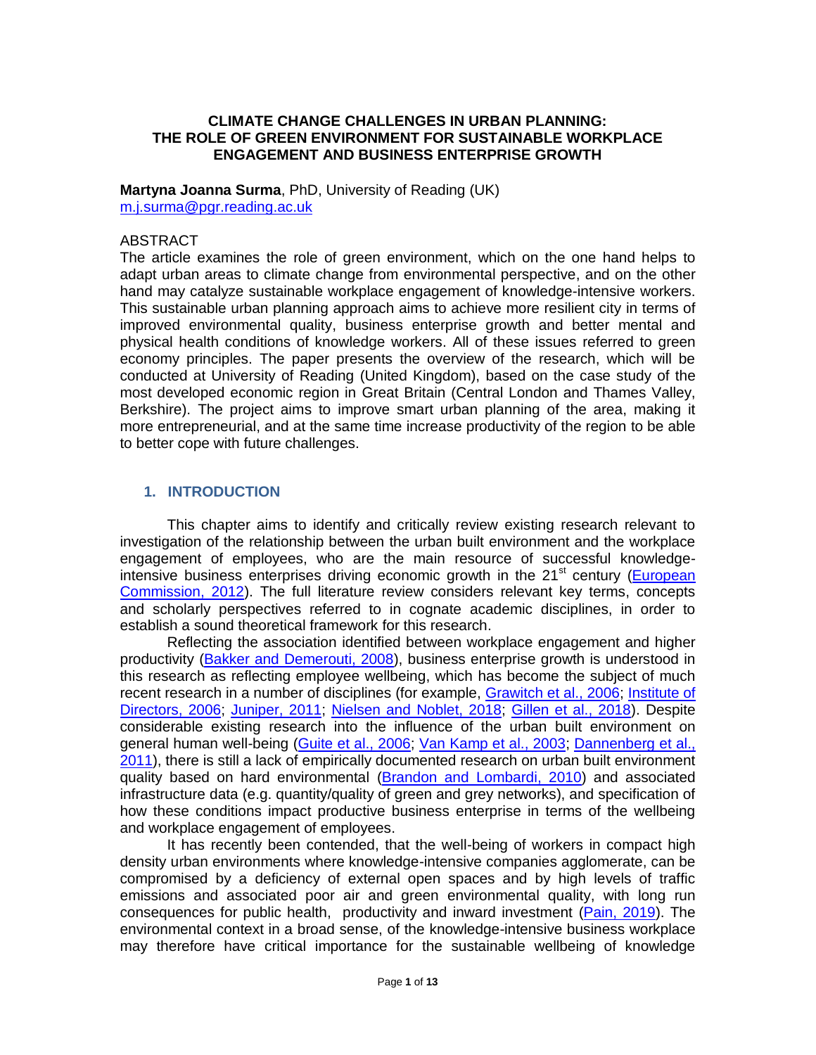# CLIMATE CHANGE CHALLENGES IN URBAN PLANNING: THE ROLE OF GREEN ENVIRONMENT FOR SUSTAINABLE WORKPLACE ENGAGEMENT AND BUSINESS ENTERPRISE GROWTH

**Martyna Joanna Surma**, PhD, University of Reading (UK)
m.j.surma@pgr.reading.ac.uk

ABSTRACT

The article examines the role of green environment, which on the one hand helps to adapt urban areas to climate change from environmental perspective, and on the other hand may catalyze sustainable workplace engagement of knowledge-intensive workers. This sustainable urban planning approach aims to achieve more resilient city in terms of improved environmental quality, business enterprise growth and better mental and physical health conditions of knowledge workers. All of these issues referred to green economy principles. The paper presents the overview of the research, which will be conducted at University of Reading (United Kingdom), based on the case study of the most developed economic region in Great Britain (Central London and Thames Valley, Berkshire). The project aims to improve smart urban planning of the area, making it more entrepreneurial, and at the same time increase productivity of the region to be able to better cope with future challenges.

## 1. INTRODUCTION

This chapter aims to identify and critically review existing research relevant to investigation of the relationship between the urban built environment and the workplace engagement of employees, who are the main resource of successful knowledge-intensive business enterprises driving economic growth in the 21st century (European Commission, 2012). The full literature review considers relevant key terms, concepts and scholarly perspectives referred to in cognate academic disciplines, in order to establish a sound theoretical framework for this research.

Reflecting the association identified between workplace engagement and higher productivity (Bakker and Demerouti, 2008), business enterprise growth is understood in this research as reflecting employee wellbeing, which has become the subject of much recent research in a number of disciplines (for example, Grawitch et al., 2006; Institute of Directors, 2006; Juniper, 2011; Nielsen and Noblet, 2018; Gillen et al., 2018). Despite considerable existing research into the influence of the urban built environment on general human well-being (Guite et al., 2006; Van Kamp et al., 2003; Dannenberg et al., 2011), there is still a lack of empirically documented research on urban built environment quality based on hard environmental (Brandon and Lombardi, 2010) and associated infrastructure data (e.g. quantity/quality of green and grey networks), and specification of how these conditions impact productive business enterprise in terms of the wellbeing and workplace engagement of employees.

It has recently been contended, that the well-being of workers in compact high density urban environments where knowledge-intensive companies agglomerate, can be compromised by a deficiency of external open spaces and by high levels of traffic emissions and associated poor air and green environmental quality, with long run consequences for public health, productivity and inward investment (Pain, 2019). The environmental context in a broad sense, of the knowledge-intensive business workplace may therefore have critical importance for the sustainable wellbeing of knowledge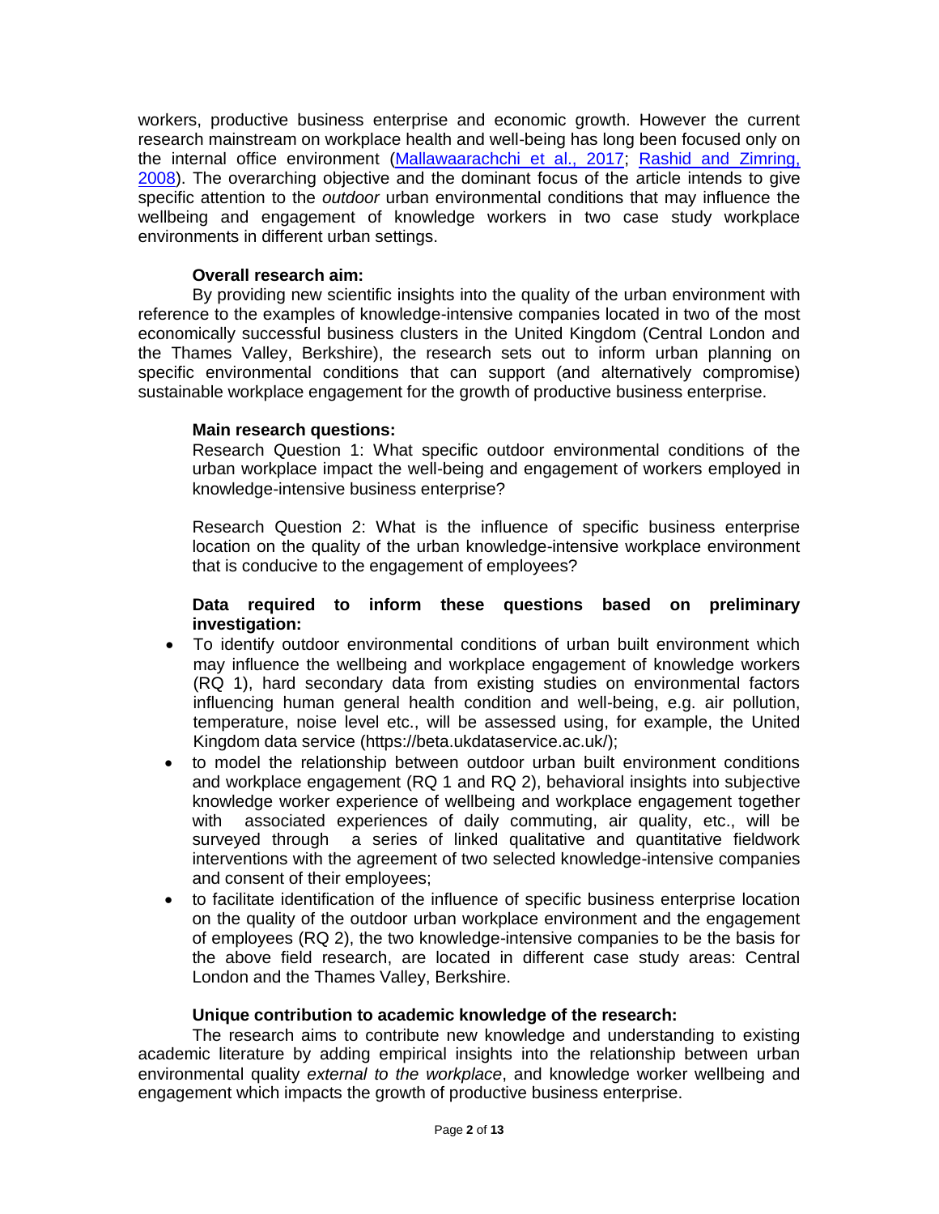workers, productive business enterprise and economic growth. However the current research mainstream on workplace health and well-being has long been focused only on the internal office environment (Mallawaarachchi et al., 2017; Rashid and Zimring, 2008). The overarching objective and the dominant focus of the article intends to give specific attention to the *outdoor* urban environmental conditions that may influence the wellbeing and engagement of knowledge workers in two case study workplace environments in different urban settings.

**Overall research aim:**

By providing new scientific insights into the quality of the urban environment with reference to the examples of knowledge-intensive companies located in two of the most economically successful business clusters in the United Kingdom (Central London and the Thames Valley, Berkshire), the research sets out to inform urban planning on specific environmental conditions that can support (and alternatively compromise) sustainable workplace engagement for the growth of productive business enterprise.

**Main research questions:**

Research Question 1: What specific outdoor environmental conditions of the urban workplace impact the well-being and engagement of workers employed in knowledge-intensive business enterprise?

Research Question 2: What is the influence of specific business enterprise location on the quality of the urban knowledge-intensive workplace environment that is conducive to the engagement of employees?

**Data required to inform these questions based on preliminary investigation:**

- To identify outdoor environmental conditions of urban built environment which may influence the wellbeing and workplace engagement of knowledge workers (RQ 1), hard secondary data from existing studies on environmental factors influencing human general health condition and well-being, e.g. air pollution, temperature, noise level etc., will be assessed using, for example, the United Kingdom data service (https://beta.ukdataservice.ac.uk/);
- to model the relationship between outdoor urban built environment conditions and workplace engagement (RQ 1 and RQ 2), behavioral insights into subjective knowledge worker experience of wellbeing and workplace engagement together with associated experiences of daily commuting, air quality, etc., will be surveyed through a series of linked qualitative and quantitative fieldwork interventions with the agreement of two selected knowledge-intensive companies and consent of their employees;
- to facilitate identification of the influence of specific business enterprise location on the quality of the outdoor urban workplace environment and the engagement of employees (RQ 2), the two knowledge-intensive companies to be the basis for the above field research, are located in different case study areas: Central London and the Thames Valley, Berkshire.

**Unique contribution to academic knowledge of the research:**

The research aims to contribute new knowledge and understanding to existing academic literature by adding empirical insights into the relationship between urban environmental quality *external to the workplace*, and knowledge worker wellbeing and engagement which impacts the growth of productive business enterprise.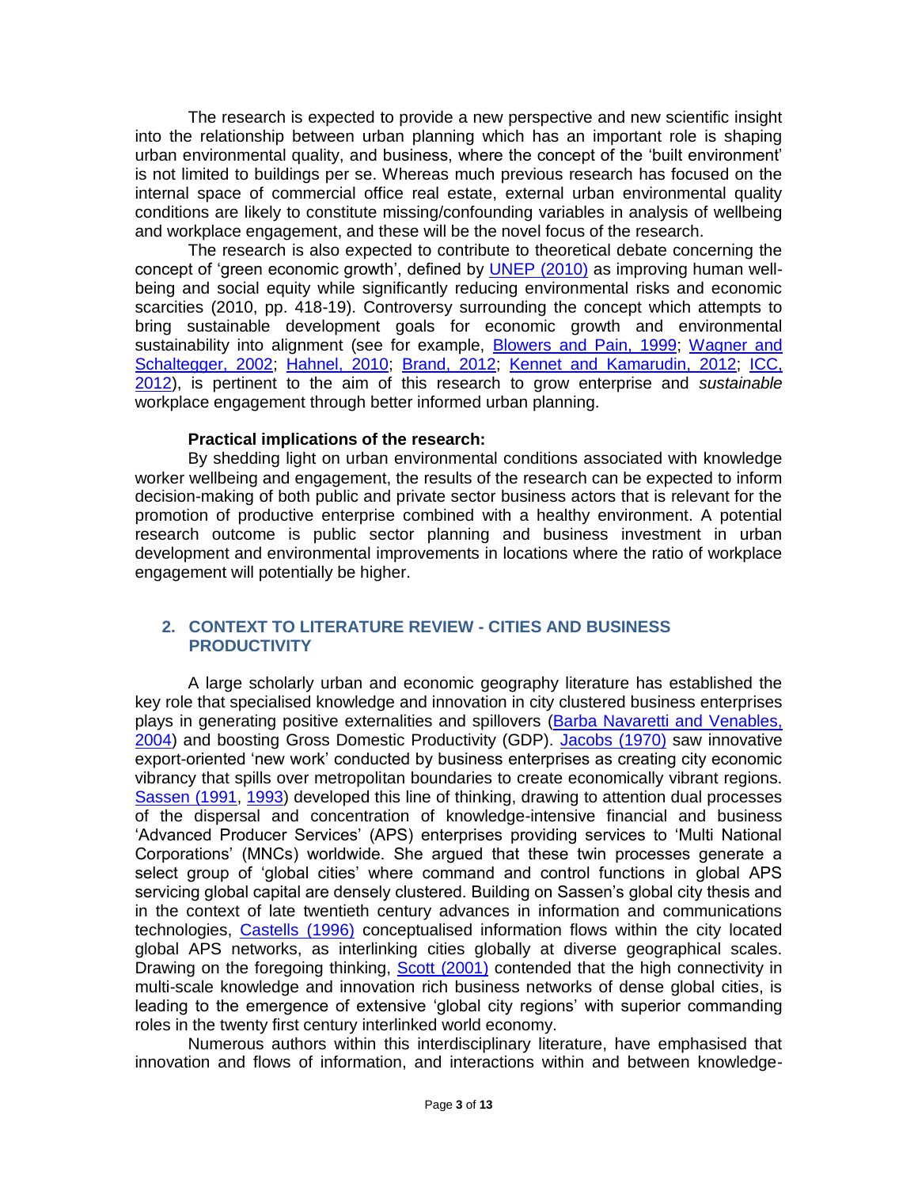The research is expected to provide a new perspective and new scientific insight into the relationship between urban planning which has an important role is shaping urban environmental quality, and business, where the concept of the 'built environment' is not limited to buildings per se. Whereas much previous research has focused on the internal space of commercial office real estate, external urban environmental quality conditions are likely to constitute missing/confounding variables in analysis of wellbeing and workplace engagement, and these will be the novel focus of the research.

The research is also expected to contribute to theoretical debate concerning the concept of 'green economic growth', defined by UNEP (2010) as improving human well-being and social equity while significantly reducing environmental risks and economic scarcities (2010, pp. 418-19). Controversy surrounding the concept which attempts to bring sustainable development goals for economic growth and environmental sustainability into alignment (see for example, Blowers and Pain, 1999; Wagner and Schaltegger, 2002; Hahnel, 2010; Brand, 2012; Kennet and Kamarudin, 2012; ICC, 2012), is pertinent to the aim of this research to grow enterprise and *sustainable* workplace engagement through better informed urban planning.

**Practical implications of the research:**

By shedding light on urban environmental conditions associated with knowledge worker wellbeing and engagement, the results of the research can be expected to inform decision-making of both public and private sector business actors that is relevant for the promotion of productive enterprise combined with a healthy environment. A potential research outcome is public sector planning and business investment in urban development and environmental improvements in locations where the ratio of workplace engagement will potentially be higher.

## 2. CONTEXT TO LITERATURE REVIEW - CITIES AND BUSINESS PRODUCTIVITY

A large scholarly urban and economic geography literature has established the key role that specialised knowledge and innovation in city clustered business enterprises plays in generating positive externalities and spillovers (Barba Navaretti and Venables, 2004) and boosting Gross Domestic Productivity (GDP). Jacobs (1970) saw innovative export-oriented 'new work' conducted by business enterprises as creating city economic vibrancy that spills over metropolitan boundaries to create economically vibrant regions. Sassen (1991, 1993) developed this line of thinking, drawing to attention dual processes of the dispersal and concentration of knowledge-intensive financial and business 'Advanced Producer Services' (APS) enterprises providing services to 'Multi National Corporations' (MNCs) worldwide. She argued that these twin processes generate a select group of 'global cities' where command and control functions in global APS servicing global capital are densely clustered. Building on Sassen's global city thesis and in the context of late twentieth century advances in information and communications technologies, Castells (1996) conceptualised information flows within the city located global APS networks, as interlinking cities globally at diverse geographical scales. Drawing on the foregoing thinking, Scott (2001) contended that the high connectivity in multi-scale knowledge and innovation rich business networks of dense global cities, is leading to the emergence of extensive 'global city regions' with superior commanding roles in the twenty first century interlinked world economy.

Numerous authors within this interdisciplinary literature, have emphasised that innovation and flows of information, and interactions within and between knowledge-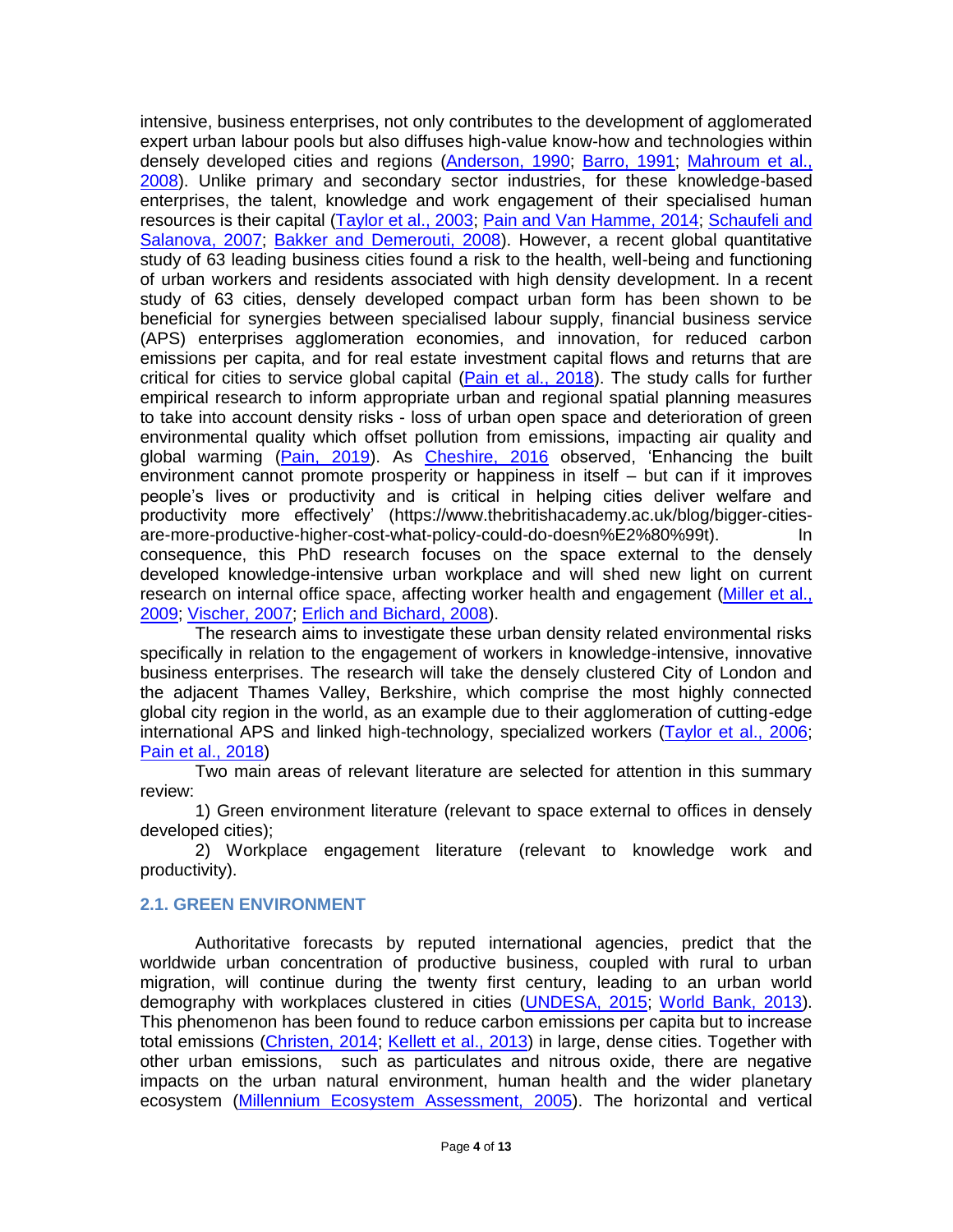intensive, business enterprises, not only contributes to the development of agglomerated expert urban labour pools but also diffuses high-value know-how and technologies within densely developed cities and regions (Anderson, 1990; Barro, 1991; Mahroum et al., 2008). Unlike primary and secondary sector industries, for these knowledge-based enterprises, the talent, knowledge and work engagement of their specialised human resources is their capital (Taylor et al., 2003; Pain and Van Hamme, 2014; Schaufeli and Salanova, 2007; Bakker and Demerouti, 2008). However, a recent global quantitative study of 63 leading business cities found a risk to the health, well-being and functioning of urban workers and residents associated with high density development. In a recent study of 63 cities, densely developed compact urban form has been shown to be beneficial for synergies between specialised labour supply, financial business service (APS) enterprises agglomeration economies, and innovation, for reduced carbon emissions per capita, and for real estate investment capital flows and returns that are critical for cities to service global capital (Pain et al., 2018). The study calls for further empirical research to inform appropriate urban and regional spatial planning measures to take into account density risks - loss of urban open space and deterioration of green environmental quality which offset pollution from emissions, impacting air quality and global warming (Pain, 2019). As Cheshire, 2016 observed, 'Enhancing the built environment cannot promote prosperity or happiness in itself – but can if it improves people's lives or productivity and is critical in helping cities deliver welfare and productivity more effectively' (https://www.thebritishacademy.ac.uk/blog/bigger-cities-are-more-productive-higher-cost-what-policy-could-do-doesn%E2%80%99t). In consequence, this PhD research focuses on the space external to the densely developed knowledge-intensive urban workplace and will shed new light on current research on internal office space, affecting worker health and engagement (Miller et al., 2009; Vischer, 2007; Erlich and Bichard, 2008).

The research aims to investigate these urban density related environmental risks specifically in relation to the engagement of workers in knowledge-intensive, innovative business enterprises. The research will take the densely clustered City of London and the adjacent Thames Valley, Berkshire, which comprise the most highly connected global city region in the world, as an example due to their agglomeration of cutting-edge international APS and linked high-technology, specialized workers (Taylor et al., 2006; Pain et al., 2018)

Two main areas of relevant literature are selected for attention in this summary review:

1) Green environment literature (relevant to space external to offices in densely developed cities);

2) Workplace engagement literature (relevant to knowledge work and productivity).

## 2.1. GREEN ENVIRONMENT

Authoritative forecasts by reputed international agencies, predict that the worldwide urban concentration of productive business, coupled with rural to urban migration, will continue during the twenty first century, leading to an urban world demography with workplaces clustered in cities (UNDESA, 2015; World Bank, 2013). This phenomenon has been found to reduce carbon emissions per capita but to increase total emissions (Christen, 2014; Kellett et al., 2013) in large, dense cities. Together with other urban emissions, such as particulates and nitrous oxide, there are negative impacts on the urban natural environment, human health and the wider planetary ecosystem (Millennium Ecosystem Assessment, 2005). The horizontal and vertical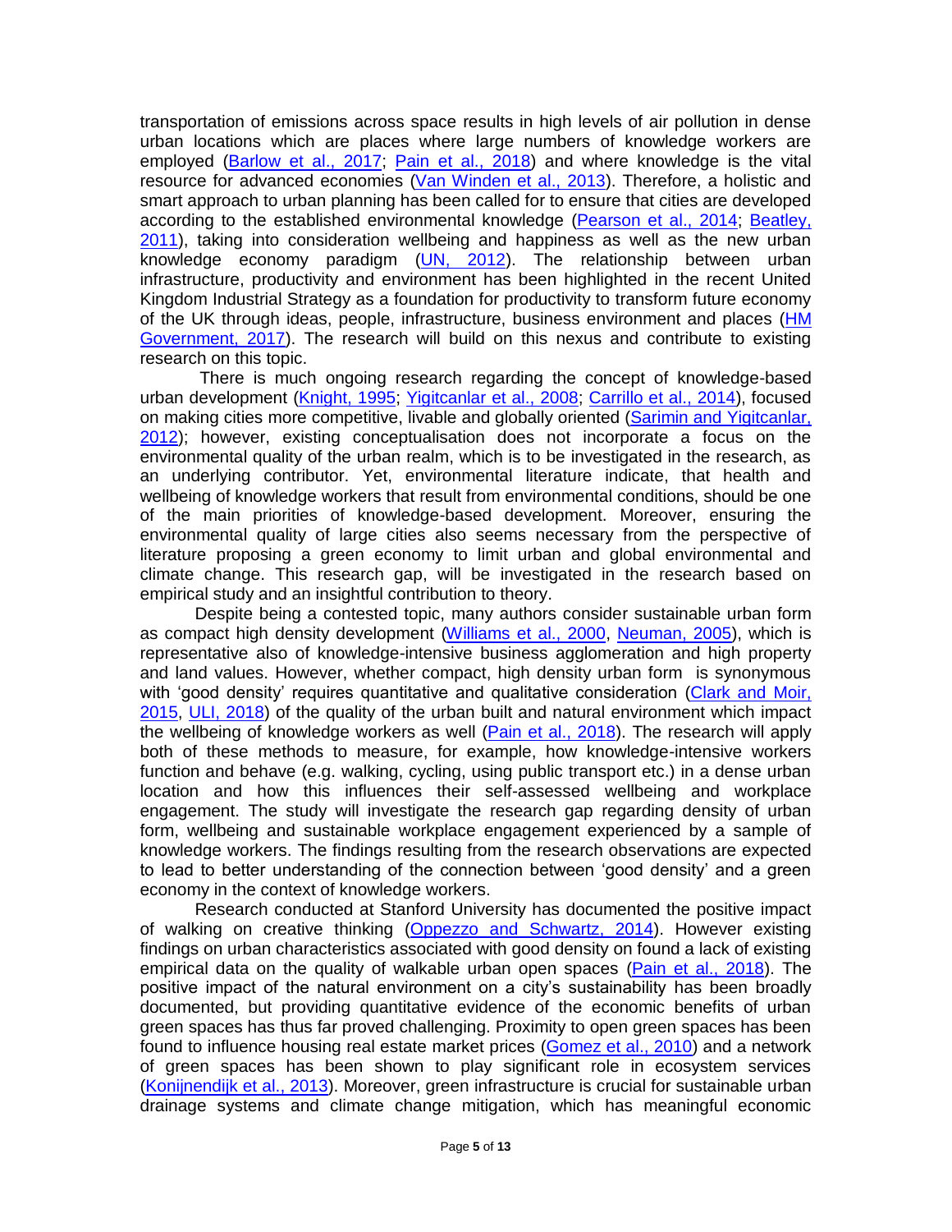transportation of emissions across space results in high levels of air pollution in dense urban locations which are places where large numbers of knowledge workers are employed (Barlow et al., 2017; Pain et al., 2018) and where knowledge is the vital resource for advanced economies (Van Winden et al., 2013). Therefore, a holistic and smart approach to urban planning has been called for to ensure that cities are developed according to the established environmental knowledge (Pearson et al., 2014; Beatley, 2011), taking into consideration wellbeing and happiness as well as the new urban knowledge economy paradigm (UN, 2012). The relationship between urban infrastructure, productivity and environment has been highlighted in the recent United Kingdom Industrial Strategy as a foundation for productivity to transform future economy of the UK through ideas, people, infrastructure, business environment and places (HM Government, 2017). The research will build on this nexus and contribute to existing research on this topic.

There is much ongoing research regarding the concept of knowledge-based urban development (Knight, 1995; Yigitcanlar et al., 2008; Carrillo et al., 2014), focused on making cities more competitive, livable and globally oriented (Sarimin and Yigitcanlar, 2012); however, existing conceptualisation does not incorporate a focus on the environmental quality of the urban realm, which is to be investigated in the research, as an underlying contributor. Yet, environmental literature indicate, that health and wellbeing of knowledge workers that result from environmental conditions, should be one of the main priorities of knowledge-based development. Moreover, ensuring the environmental quality of large cities also seems necessary from the perspective of literature proposing a green economy to limit urban and global environmental and climate change. This research gap, will be investigated in the research based on empirical study and an insightful contribution to theory.

Despite being a contested topic, many authors consider sustainable urban form as compact high density development (Williams et al., 2000, Neuman, 2005), which is representative also of knowledge-intensive business agglomeration and high property and land values. However, whether compact, high density urban form is synonymous with 'good density' requires quantitative and qualitative consideration (Clark and Moir, 2015, ULI, 2018) of the quality of the urban built and natural environment which impact the wellbeing of knowledge workers as well (Pain et al., 2018). The research will apply both of these methods to measure, for example, how knowledge-intensive workers function and behave (e.g. walking, cycling, using public transport etc.) in a dense urban location and how this influences their self-assessed wellbeing and workplace engagement. The study will investigate the research gap regarding density of urban form, wellbeing and sustainable workplace engagement experienced by a sample of knowledge workers. The findings resulting from the research observations are expected to lead to better understanding of the connection between 'good density' and a green economy in the context of knowledge workers.

Research conducted at Stanford University has documented the positive impact of walking on creative thinking (Oppezzo and Schwartz, 2014). However existing findings on urban characteristics associated with good density on found a lack of existing empirical data on the quality of walkable urban open spaces (Pain et al., 2018). The positive impact of the natural environment on a city's sustainability has been broadly documented, but providing quantitative evidence of the economic benefits of urban green spaces has thus far proved challenging. Proximity to open green spaces has been found to influence housing real estate market prices (Gomez et al., 2010) and a network of green spaces has been shown to play significant role in ecosystem services (Konijnendijk et al., 2013). Moreover, green infrastructure is crucial for sustainable urban drainage systems and climate change mitigation, which has meaningful economic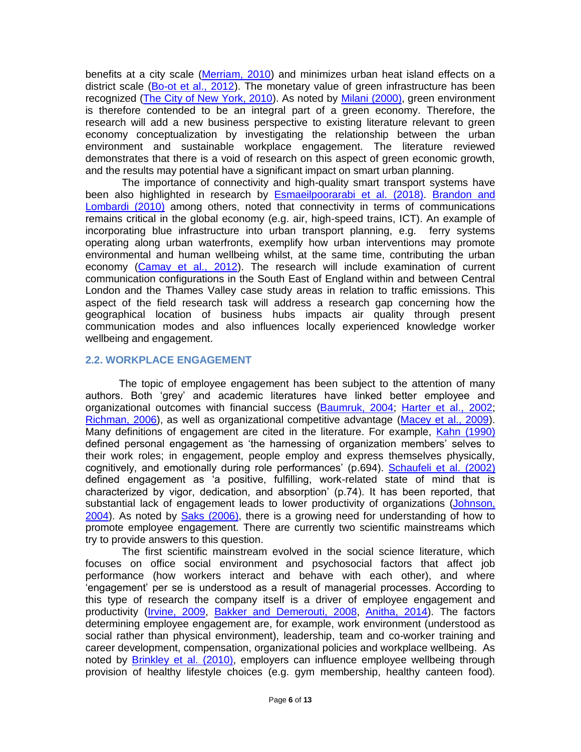benefits at a city scale (Merriam, 2010) and minimizes urban heat island effects on a district scale (Bo-ot et al., 2012). The monetary value of green infrastructure has been recognized (The City of New York, 2010). As noted by Milani (2000), green environment is therefore contended to be an integral part of a green economy. Therefore, the research will add a new business perspective to existing literature relevant to green economy conceptualization by investigating the relationship between the urban environment and sustainable workplace engagement. The literature reviewed demonstrates that there is a void of research on this aspect of green economic growth, and the results may potential have a significant impact on smart urban planning.

The importance of connectivity and high-quality smart transport systems have been also highlighted in research by Esmaeilpoorarabi et al. (2018). Brandon and Lombardi (2010) among others, noted that connectivity in terms of communications remains critical in the global economy (e.g. air, high-speed trains, ICT). An example of incorporating blue infrastructure into urban transport planning, e.g. ferry systems operating along urban waterfronts, exemplify how urban interventions may promote environmental and human wellbeing whilst, at the same time, contributing the urban economy (Camay et al., 2012). The research will include examination of current communication configurations in the South East of England within and between Central London and the Thames Valley case study areas in relation to traffic emissions. This aspect of the field research task will address a research gap concerning how the geographical location of business hubs impacts air quality through present communication modes and also influences locally experienced knowledge worker wellbeing and engagement.

## 2.2. WORKPLACE ENGAGEMENT

The topic of employee engagement has been subject to the attention of many authors. Both 'grey' and academic literatures have linked better employee and organizational outcomes with financial success (Baumruk, 2004; Harter et al., 2002; Richman, 2006), as well as organizational competitive advantage (Macey et al., 2009). Many definitions of engagement are cited in the literature. For example, Kahn (1990) defined personal engagement as 'the harnessing of organization members' selves to their work roles; in engagement, people employ and express themselves physically, cognitively, and emotionally during role performances' (p.694). Schaufeli et al. (2002) defined engagement as 'a positive, fulfilling, work-related state of mind that is characterized by vigor, dedication, and absorption' (p.74). It has been reported, that substantial lack of engagement leads to lower productivity of organizations (Johnson, 2004). As noted by Saks (2006), there is a growing need for understanding of how to promote employee engagement. There are currently two scientific mainstreams which try to provide answers to this question.

The first scientific mainstream evolved in the social science literature, which focuses on office social environment and psychosocial factors that affect job performance (how workers interact and behave with each other), and where 'engagement' per se is understood as a result of managerial processes. According to this type of research the company itself is a driver of employee engagement and productivity (Irvine, 2009, Bakker and Demerouti, 2008, Anitha, 2014). The factors determining employee engagement are, for example, work environment (understood as social rather than physical environment), leadership, team and co-worker training and career development, compensation, organizational policies and workplace wellbeing. As noted by Brinkley et al. (2010), employers can influence employee wellbeing through provision of healthy lifestyle choices (e.g. gym membership, healthy canteen food).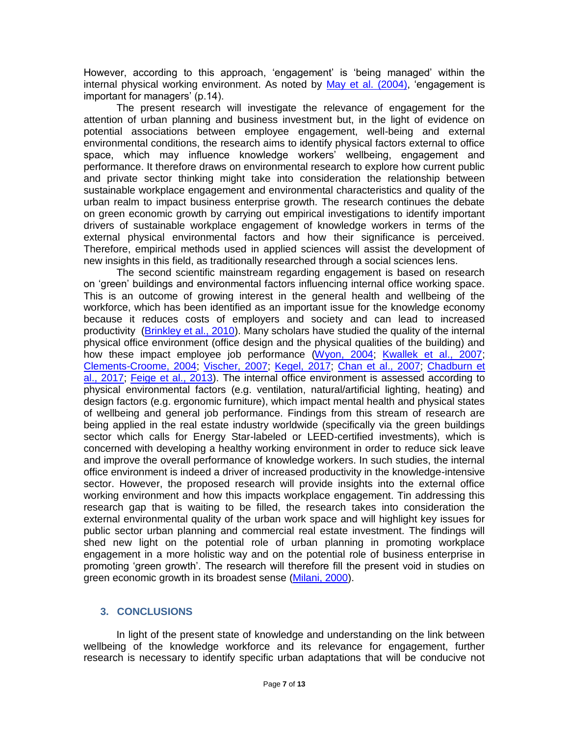However, according to this approach, 'engagement' is 'being managed' within the internal physical working environment. As noted by May et al. (2004), 'engagement is important for managers' (p.14).

The present research will investigate the relevance of engagement for the attention of urban planning and business investment but, in the light of evidence on potential associations between employee engagement, well-being and external environmental conditions, the research aims to identify physical factors external to office space, which may influence knowledge workers' wellbeing, engagement and performance. It therefore draws on environmental research to explore how current public and private sector thinking might take into consideration the relationship between sustainable workplace engagement and environmental characteristics and quality of the urban realm to impact business enterprise growth. The research continues the debate on green economic growth by carrying out empirical investigations to identify important drivers of sustainable workplace engagement of knowledge workers in terms of the external physical environmental factors and how their significance is perceived. Therefore, empirical methods used in applied sciences will assist the development of new insights in this field, as traditionally researched through a social sciences lens.

The second scientific mainstream regarding engagement is based on research on 'green' buildings and environmental factors influencing internal office working space. This is an outcome of growing interest in the general health and wellbeing of the workforce, which has been identified as an important issue for the knowledge economy because it reduces costs of employers and society and can lead to increased productivity (Brinkley et al., 2010). Many scholars have studied the quality of the internal physical office environment (office design and the physical qualities of the building) and how these impact employee job performance (Wyon, 2004; Kwallek et al., 2007; Clements-Croome, 2004; Vischer, 2007; Kegel, 2017; Chan et al., 2007; Chadburn et al., 2017; Feige et al., 2013). The internal office environment is assessed according to physical environmental factors (e.g. ventilation, natural/artificial lighting, heating) and design factors (e.g. ergonomic furniture), which impact mental health and physical states of wellbeing and general job performance. Findings from this stream of research are being applied in the real estate industry worldwide (specifically via the green buildings sector which calls for Energy Star-labeled or LEED-certified investments), which is concerned with developing a healthy working environment in order to reduce sick leave and improve the overall performance of knowledge workers. In such studies, the internal office environment is indeed a driver of increased productivity in the knowledge-intensive sector. However, the proposed research will provide insights into the external office working environment and how this impacts workplace engagement. Tin addressing this research gap that is waiting to be filled, the research takes into consideration the external environmental quality of the urban work space and will highlight key issues for public sector urban planning and commercial real estate investment. The findings will shed new light on the potential role of urban planning in promoting workplace engagement in a more holistic way and on the potential role of business enterprise in promoting 'green growth'. The research will therefore fill the present void in studies on green economic growth in its broadest sense (Milani, 2000).

## 3. CONCLUSIONS

In light of the present state of knowledge and understanding on the link between wellbeing of the knowledge workforce and its relevance for engagement, further research is necessary to identify specific urban adaptations that will be conducive not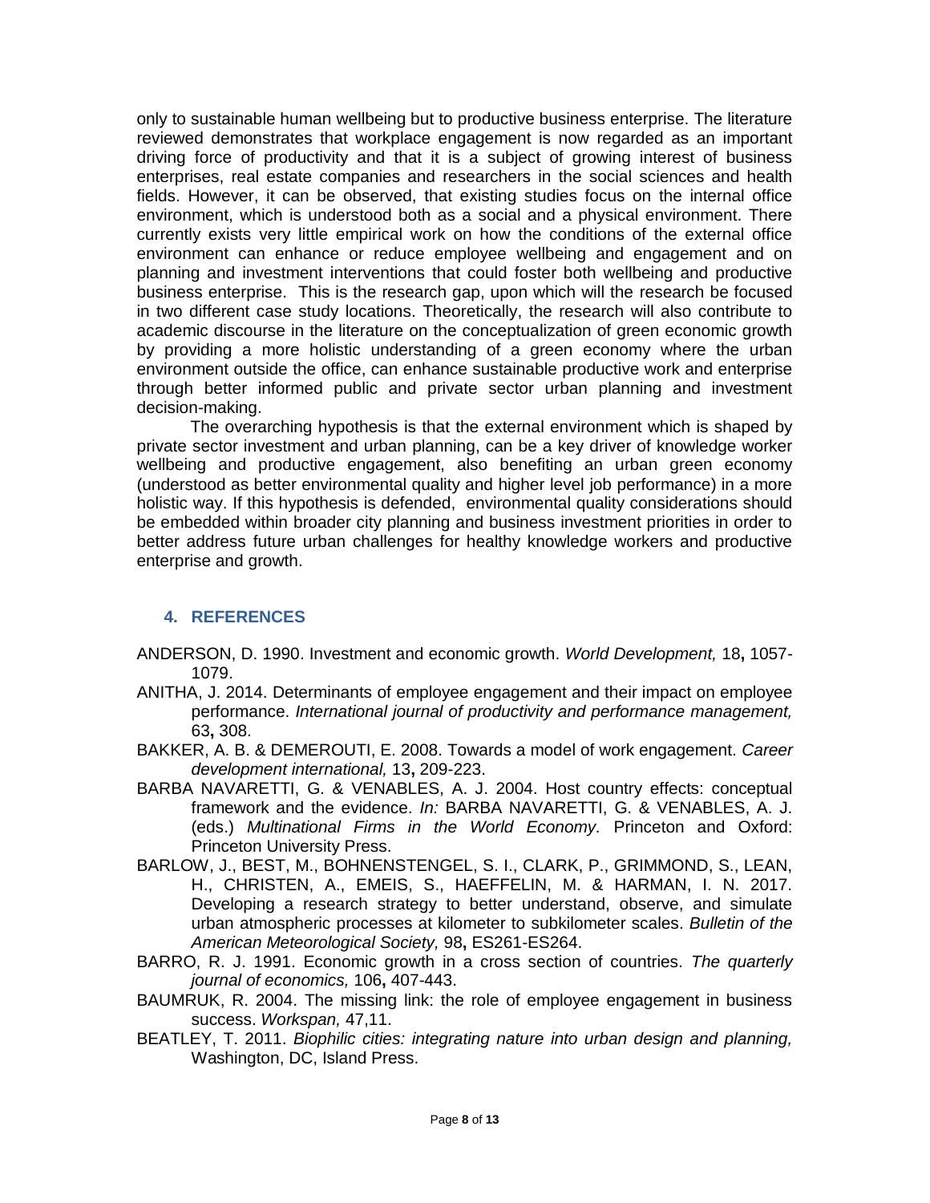only to sustainable human wellbeing but to productive business enterprise. The literature reviewed demonstrates that workplace engagement is now regarded as an important driving force of productivity and that it is a subject of growing interest of business enterprises, real estate companies and researchers in the social sciences and health fields. However, it can be observed, that existing studies focus on the internal office environment, which is understood both as a social and a physical environment. There currently exists very little empirical work on how the conditions of the external office environment can enhance or reduce employee wellbeing and engagement and on planning and investment interventions that could foster both wellbeing and productive business enterprise. This is the research gap, upon which will the research be focused in two different case study locations. Theoretically, the research will also contribute to academic discourse in the literature on the conceptualization of green economic growth by providing a more holistic understanding of a green economy where the urban environment outside the office, can enhance sustainable productive work and enterprise through better informed public and private sector urban planning and investment decision-making.

The overarching hypothesis is that the external environment which is shaped by private sector investment and urban planning, can be a key driver of knowledge worker wellbeing and productive engagement, also benefiting an urban green economy (understood as better environmental quality and higher level job performance) in a more holistic way. If this hypothesis is defended, environmental quality considerations should be embedded within broader city planning and business investment priorities in order to better address future urban challenges for healthy knowledge workers and productive enterprise and growth.

## 4. REFERENCES

ANDERSON, D. 1990. Investment and economic growth. *World Development,* 18**,** 1057-1079.

ANITHA, J. 2014. Determinants of employee engagement and their impact on employee performance. *International journal of productivity and performance management,* 63**,** 308.

BAKKER, A. B. & DEMEROUTI, E. 2008. Towards a model of work engagement. *Career development international,* 13**,** 209-223.

BARBA NAVARETTI, G. & VENABLES, A. J. 2004. Host country effects: conceptual framework and the evidence. *In:* BARBA NAVARETTI, G. & VENABLES, A. J. (eds.) *Multinational Firms in the World Economy.* Princeton and Oxford: Princeton University Press.

BARLOW, J., BEST, M., BOHNENSTENGEL, S. I., CLARK, P., GRIMMOND, S., LEAN, H., CHRISTEN, A., EMEIS, S., HAEFFELIN, M. & HARMAN, I. N. 2017. Developing a research strategy to better understand, observe, and simulate urban atmospheric processes at kilometer to subkilometer scales. *Bulletin of the American Meteorological Society,* 98**,** ES261-ES264.

BARRO, R. J. 1991. Economic growth in a cross section of countries. *The quarterly journal of economics,* 106**,** 407-443.

BAUMRUK, R. 2004. The missing link: the role of employee engagement in business success. *Workspan,* 47,11.

BEATLEY, T. 2011. *Biophilic cities: integrating nature into urban design and planning,* Washington, DC, Island Press.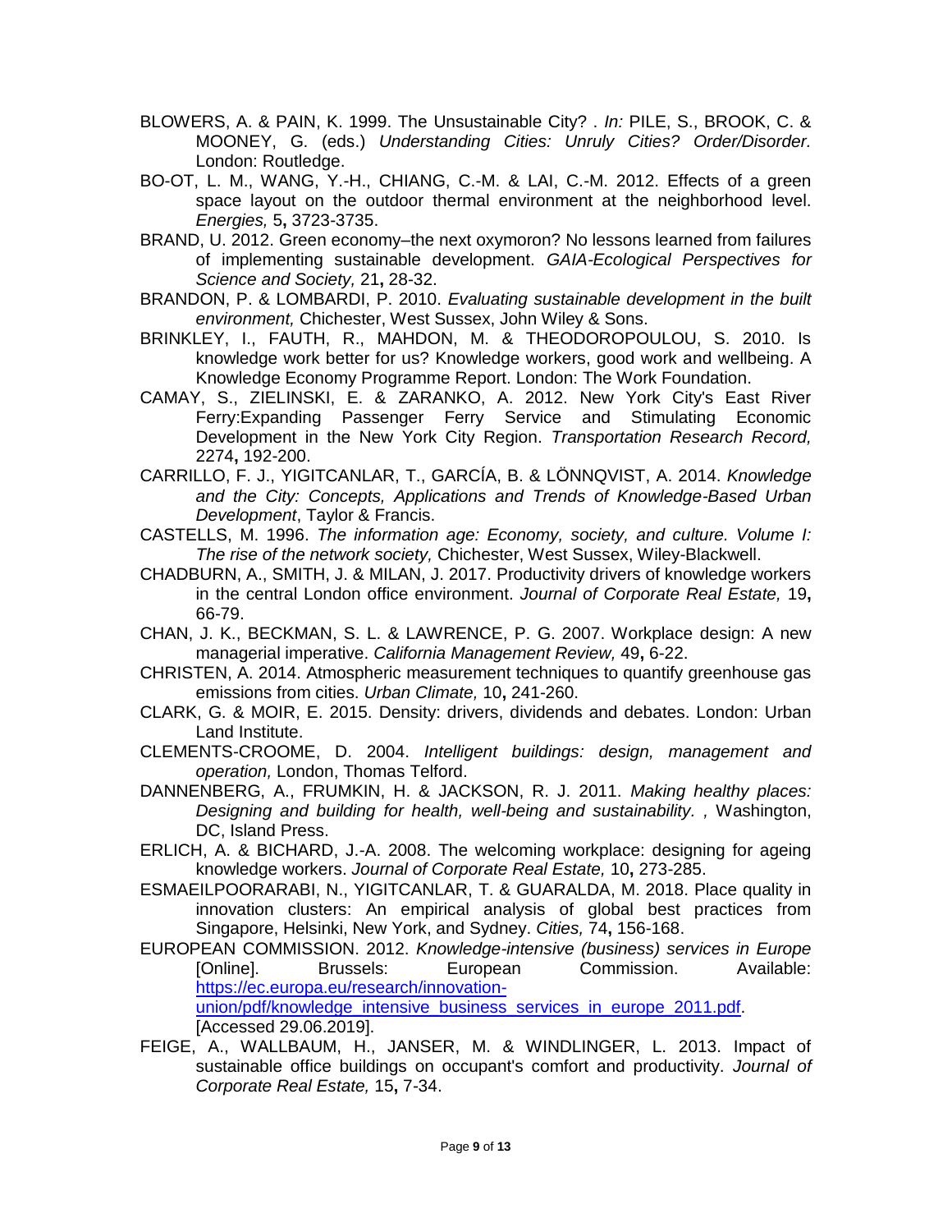BLOWERS, A. & PAIN, K. 1999. The Unsustainable City? . *In:* PILE, S., BROOK, C. & MOONEY, G. (eds.) *Understanding Cities: Unruly Cities? Order/Disorder.* London: Routledge.

BO-OT, L. M., WANG, Y.-H., CHIANG, C.-M. & LAI, C.-M. 2012. Effects of a green space layout on the outdoor thermal environment at the neighborhood level. *Energies,* 5**,** 3723-3735.

BRAND, U. 2012. Green economy–the next oxymoron? No lessons learned from failures of implementing sustainable development. *GAIA-Ecological Perspectives for Science and Society,* 21**,** 28-32.

BRANDON, P. & LOMBARDI, P. 2010. *Evaluating sustainable development in the built environment,* Chichester, West Sussex, John Wiley & Sons.

BRINKLEY, I., FAUTH, R., MAHDON, M. & THEODOROPOULOU, S. 2010. Is knowledge work better for us? Knowledge workers, good work and wellbeing. A Knowledge Economy Programme Report. London: The Work Foundation.

CAMAY, S., ZIELINSKI, E. & ZARANKO, A. 2012. New York City's East River Ferry:Expanding Passenger Ferry Service and Stimulating Economic Development in the New York City Region. *Transportation Research Record,* 2274**,** 192-200.

CARRILLO, F. J., YIGITCANLAR, T., GARCÍA, B. & LÖNNQVIST, A. 2014. *Knowledge and the City: Concepts, Applications and Trends of Knowledge-Based Urban Development*, Taylor & Francis.

CASTELLS, M. 1996. *The information age: Economy, society, and culture. Volume I: The rise of the network society,* Chichester, West Sussex, Wiley-Blackwell.

CHADBURN, A., SMITH, J. & MILAN, J. 2017. Productivity drivers of knowledge workers in the central London office environment. *Journal of Corporate Real Estate,* 19**,** 66-79.

CHAN, J. K., BECKMAN, S. L. & LAWRENCE, P. G. 2007. Workplace design: A new managerial imperative. *California Management Review,* 49**,** 6-22.

CHRISTEN, A. 2014. Atmospheric measurement techniques to quantify greenhouse gas emissions from cities. *Urban Climate,* 10**,** 241-260.

CLARK, G. & MOIR, E. 2015. Density: drivers, dividends and debates. London: Urban Land Institute.

CLEMENTS-CROOME, D. 2004. *Intelligent buildings: design, management and operation,* London, Thomas Telford.

DANNENBERG, A., FRUMKIN, H. & JACKSON, R. J. 2011. *Making healthy places: Designing and building for health, well-being and sustainability. ,* Washington, DC, Island Press.

ERLICH, A. & BICHARD, J.-A. 2008. The welcoming workplace: designing for ageing knowledge workers. *Journal of Corporate Real Estate,* 10**,** 273-285.

ESMAEILPOORARABI, N., YIGITCANLAR, T. & GUARALDA, M. 2018. Place quality in innovation clusters: An empirical analysis of global best practices from Singapore, Helsinki, New York, and Sydney. *Cities,* 74**,** 156-168.

EUROPEAN COMMISSION. 2012. *Knowledge-intensive (business) services in Europe* [Online]. Brussels: European Commission. Available: https://ec.europa.eu/research/innovation-union/pdf/knowledge_intensive_business_services_in_europe_2011.pdf. [Accessed 29.06.2019].

FEIGE, A., WALLBAUM, H., JANSER, M. & WINDLINGER, L. 2013. Impact of sustainable office buildings on occupant's comfort and productivity. *Journal of Corporate Real Estate,* 15**,** 7-34.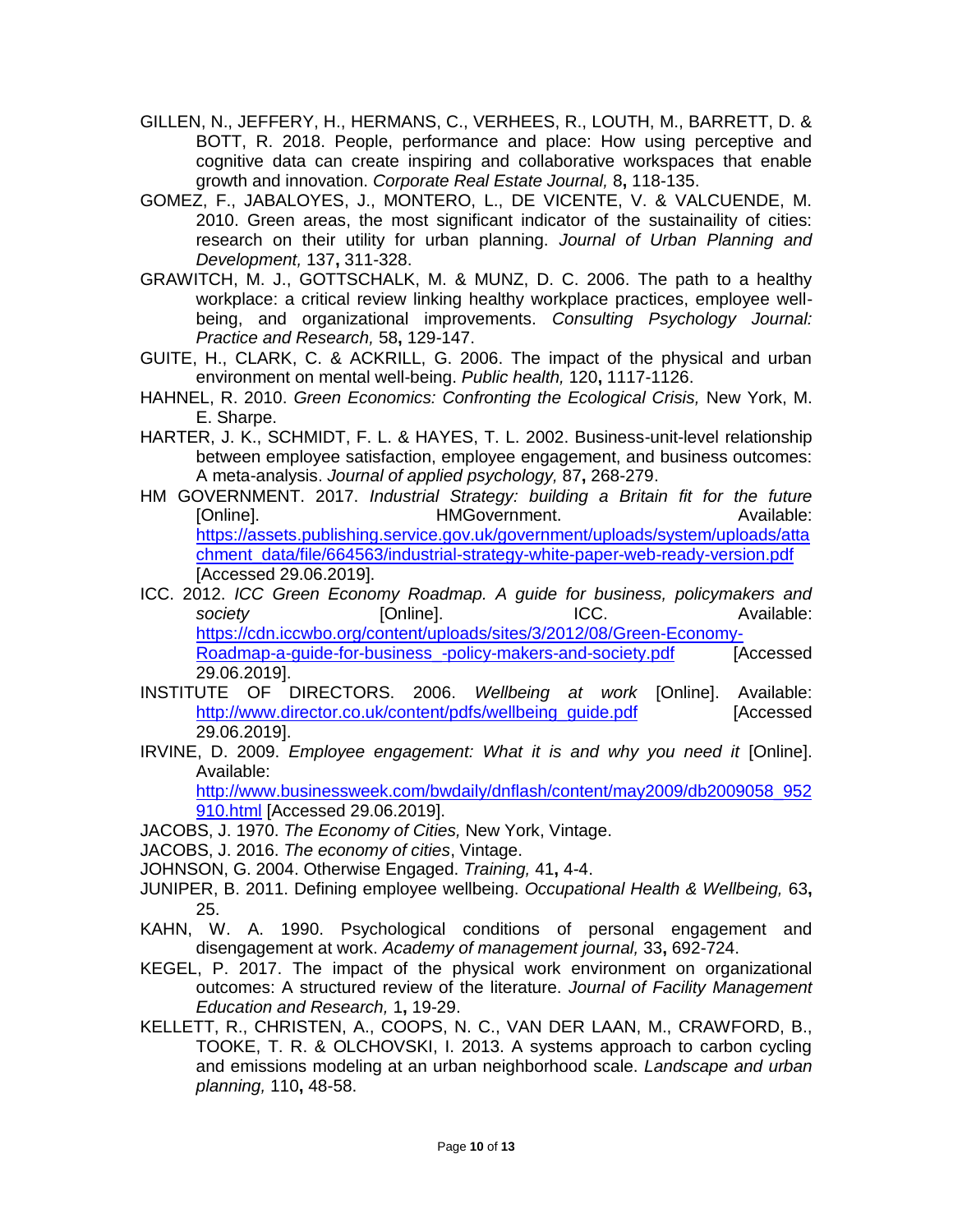GILLEN, N., JEFFERY, H., HERMANS, C., VERHEES, R., LOUTH, M., BARRETT, D. & BOTT, R. 2018. People, performance and place: How using perceptive and cognitive data can create inspiring and collaborative workspaces that enable growth and innovation. *Corporate Real Estate Journal,* 8**,** 118-135.

GOMEZ, F., JABALOYES, J., MONTERO, L., DE VICENTE, V. & VALCUENDE, M. 2010. Green areas, the most significant indicator of the sustainaility of cities: research on their utility for urban planning. *Journal of Urban Planning and Development,* 137**,** 311-328.

GRAWITCH, M. J., GOTTSCHALK, M. & MUNZ, D. C. 2006. The path to a healthy workplace: a critical review linking healthy workplace practices, employee well-being, and organizational improvements. *Consulting Psychology Journal: Practice and Research,* 58**,** 129-147.

GUITE, H., CLARK, C. & ACKRILL, G. 2006. The impact of the physical and urban environment on mental well-being. *Public health,* 120**,** 1117-1126.

HAHNEL, R. 2010. *Green Economics: Confronting the Ecological Crisis,* New York, M. E. Sharpe.

HARTER, J. K., SCHMIDT, F. L. & HAYES, T. L. 2002. Business-unit-level relationship between employee satisfaction, employee engagement, and business outcomes: A meta-analysis. *Journal of applied psychology,* 87**,** 268-279.

HM GOVERNMENT. 2017. *Industrial Strategy: building a Britain fit for the future* [Online]. HMGovernment. Available: https://assets.publishing.service.gov.uk/government/uploads/system/uploads/attachment_data/file/664563/industrial-strategy-white-paper-web-ready-version.pdf [Accessed 29.06.2019].

ICC. 2012. *ICC Green Economy Roadmap. A guide for business, policymakers and society* [Online]. ICC. Available: https://cdn.iccwbo.org/content/uploads/sites/3/2012/08/Green-Economy-Roadmap-a-guide-for-business_-policy-makers-and-society.pdf [Accessed 29.06.2019].

INSTITUTE OF DIRECTORS. 2006. *Wellbeing at work* [Online]. Available: http://www.director.co.uk/content/pdfs/wellbeing_guide.pdf [Accessed 29.06.2019].

IRVINE, D. 2009. *Employee engagement: What it is and why you need it* [Online]. Available: http://www.businessweek.com/bwdaily/dnflash/content/may2009/db2009058_952910.html [Accessed 29.06.2019].

JACOBS, J. 1970. *The Economy of Cities,* New York, Vintage.

JACOBS, J. 2016. *The economy of cities*, Vintage.

JOHNSON, G. 2004. Otherwise Engaged. *Training,* 41**,** 4-4.

JUNIPER, B. 2011. Defining employee wellbeing. *Occupational Health & Wellbeing,* 63**,** 25.

KAHN, W. A. 1990. Psychological conditions of personal engagement and disengagement at work. *Academy of management journal,* 33**,** 692-724.

KEGEL, P. 2017. The impact of the physical work environment on organizational outcomes: A structured review of the literature. *Journal of Facility Management Education and Research,* 1**,** 19-29.

KELLETT, R., CHRISTEN, A., COOPS, N. C., VAN DER LAAN, M., CRAWFORD, B., TOOKE, T. R. & OLCHOVSKI, I. 2013. A systems approach to carbon cycling and emissions modeling at an urban neighborhood scale. *Landscape and urban planning,* 110**,** 48-58.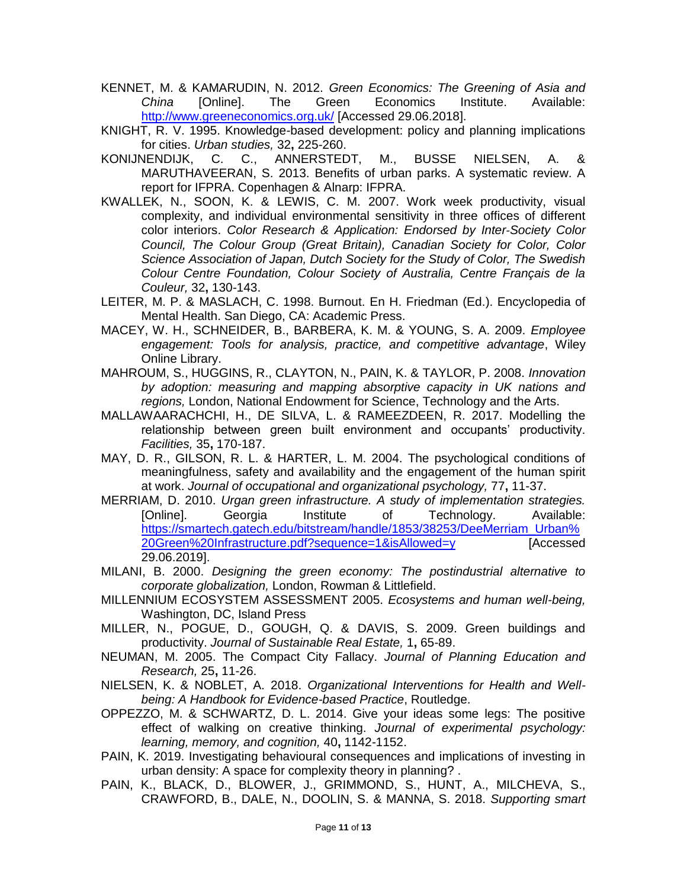KENNET, M. & KAMARUDIN, N. 2012. *Green Economics: The Greening of Asia and China* [Online]. The Green Economics Institute. Available: http://www.greeneconomics.org.uk/ [Accessed 29.06.2018].

KNIGHT, R. V. 1995. Knowledge-based development: policy and planning implications for cities. *Urban studies,* 32**,** 225-260.

KONIJNENDIJK, C. C., ANNERSTEDT, M., BUSSE NIELSEN, A. & MARUTHAVEERAN, S. 2013. Benefits of urban parks. A systematic review. A report for IFPRA. Copenhagen & Alnarp: IFPRA.

KWALLEK, N., SOON, K. & LEWIS, C. M. 2007. Work week productivity, visual complexity, and individual environmental sensitivity in three offices of different color interiors. *Color Research & Application: Endorsed by Inter-Society Color Council, The Colour Group (Great Britain), Canadian Society for Color, Color Science Association of Japan, Dutch Society for the Study of Color, The Swedish Colour Centre Foundation, Colour Society of Australia, Centre Français de la Couleur,* 32**,** 130-143.

LEITER, M. P. & MASLACH, C. 1998. Burnout. En H. Friedman (Ed.). Encyclopedia of Mental Health. San Diego, CA: Academic Press.

MACEY, W. H., SCHNEIDER, B., BARBERA, K. M. & YOUNG, S. A. 2009. *Employee engagement: Tools for analysis, practice, and competitive advantage*, Wiley Online Library.

MAHROUM, S., HUGGINS, R., CLAYTON, N., PAIN, K. & TAYLOR, P. 2008. *Innovation by adoption: measuring and mapping absorptive capacity in UK nations and regions,* London, National Endowment for Science, Technology and the Arts.

MALLAWAARACHCHI, H., DE SILVA, L. & RAMEEZDEEN, R. 2017. Modelling the relationship between green built environment and occupants' productivity. *Facilities,* 35**,** 170-187.

MAY, D. R., GILSON, R. L. & HARTER, L. M. 2004. The psychological conditions of meaningfulness, safety and availability and the engagement of the human spirit at work. *Journal of occupational and organizational psychology,* 77**,** 11-37.

MERRIAM, D. 2010. *Urgan green infrastructure. A study of implementation strategies.* [Online]. Georgia Institute of Technology. Available: https://smartech.gatech.edu/bitstream/handle/1853/38253/DeeMerriam_Urban%20Green%20Infrastructure.pdf?sequence=1&isAllowed=y [Accessed 29.06.2019].

MILANI, B. 2000. *Designing the green economy: The postindustrial alternative to corporate globalization,* London, Rowman & Littlefield.

MILLENNIUM ECOSYSTEM ASSESSMENT 2005. *Ecosystems and human well-being,* Washington, DC, Island Press

MILLER, N., POGUE, D., GOUGH, Q. & DAVIS, S. 2009. Green buildings and productivity. *Journal of Sustainable Real Estate,* 1**,** 65-89.

NEUMAN, M. 2005. The Compact City Fallacy. *Journal of Planning Education and Research,* 25**,** 11-26.

NIELSEN, K. & NOBLET, A. 2018. *Organizational Interventions for Health and Well-being: A Handbook for Evidence-based Practice*, Routledge.

OPPEZZO, M. & SCHWARTZ, D. L. 2014. Give your ideas some legs: The positive effect of walking on creative thinking. *Journal of experimental psychology: learning, memory, and cognition,* 40**,** 1142-1152.

PAIN, K. 2019. Investigating behavioural consequences and implications of investing in urban density: A space for complexity theory in planning? .

PAIN, K., BLACK, D., BLOWER, J., GRIMMOND, S., HUNT, A., MILCHEVA, S., CRAWFORD, B., DALE, N., DOOLIN, S. & MANNA, S. 2018. *Supporting smart*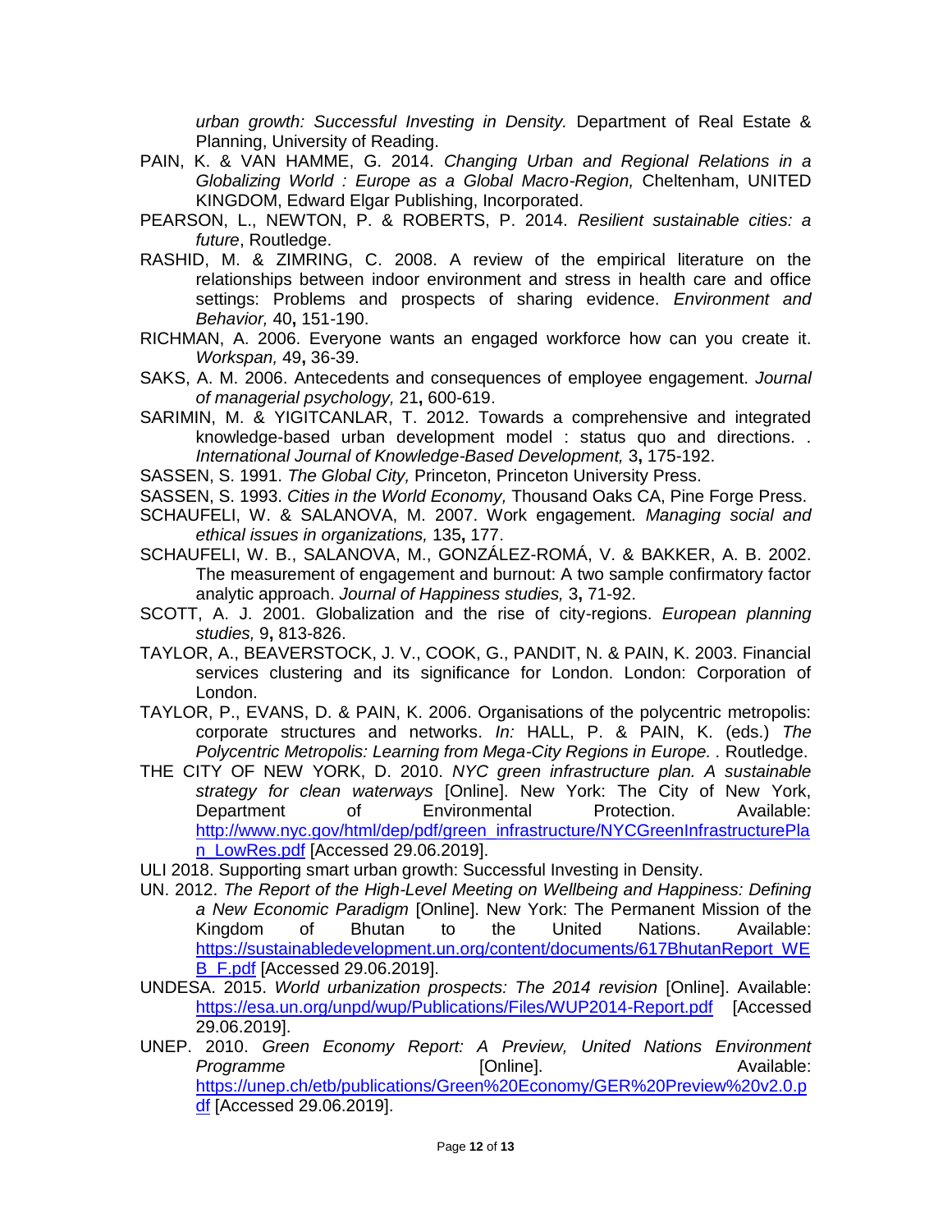*urban growth: Successful Investing in Density.* Department of Real Estate & Planning, University of Reading.

PAIN, K. & VAN HAMME, G. 2014. *Changing Urban and Regional Relations in a Globalizing World : Europe as a Global Macro-Region,* Cheltenham, UNITED KINGDOM, Edward Elgar Publishing, Incorporated.

PEARSON, L., NEWTON, P. & ROBERTS, P. 2014. *Resilient sustainable cities: a future*, Routledge.

RASHID, M. & ZIMRING, C. 2008. A review of the empirical literature on the relationships between indoor environment and stress in health care and office settings: Problems and prospects of sharing evidence. *Environment and Behavior,* 40**,** 151-190.

RICHMAN, A. 2006. Everyone wants an engaged workforce how can you create it. *Workspan,* 49**,** 36-39.

SAKS, A. M. 2006. Antecedents and consequences of employee engagement. *Journal of managerial psychology,* 21**,** 600-619.

SARIMIN, M. & YIGITCANLAR, T. 2012. Towards a comprehensive and integrated knowledge-based urban development model : status quo and directions. . *International Journal of Knowledge-Based Development,* 3**,** 175-192.

SASSEN, S. 1991. *The Global City,* Princeton, Princeton University Press.

SASSEN, S. 1993. *Cities in the World Economy,* Thousand Oaks CA, Pine Forge Press.

SCHAUFELI, W. & SALANOVA, M. 2007. Work engagement. *Managing social and ethical issues in organizations,* 135**,** 177.

SCHAUFELI, W. B., SALANOVA, M., GONZÁLEZ-ROMÁ, V. & BAKKER, A. B. 2002. The measurement of engagement and burnout: A two sample confirmatory factor analytic approach. *Journal of Happiness studies,* 3**,** 71-92.

SCOTT, A. J. 2001. Globalization and the rise of city-regions. *European planning studies,* 9**,** 813-826.

TAYLOR, A., BEAVERSTOCK, J. V., COOK, G., PANDIT, N. & PAIN, K. 2003. Financial services clustering and its significance for London. London: Corporation of London.

TAYLOR, P., EVANS, D. & PAIN, K. 2006. Organisations of the polycentric metropolis: corporate structures and networks. *In:* HALL, P. & PAIN, K. (eds.) *The Polycentric Metropolis: Learning from Mega-City Regions in Europe. .* Routledge.

THE CITY OF NEW YORK, D. 2010. *NYC green infrastructure plan. A sustainable strategy for clean waterways* [Online]. New York: The City of New York, Department of Environmental Protection. Available: http://www.nyc.gov/html/dep/pdf/green_infrastructure/NYCGreenInfrastructurePlan_LowRes.pdf [Accessed 29.06.2019].

ULI 2018. Supporting smart urban growth: Successful Investing in Density.

UN. 2012. *The Report of the High-Level Meeting on Wellbeing and Happiness: Defining a New Economic Paradigm* [Online]. New York: The Permanent Mission of the Kingdom of Bhutan to the United Nations. Available: https://sustainabledevelopment.un.org/content/documents/617BhutanReport_WEB_F.pdf [Accessed 29.06.2019].

UNDESA. 2015. *World urbanization prospects: The 2014 revision* [Online]. Available: https://esa.un.org/unpd/wup/Publications/Files/WUP2014-Report.pdf [Accessed 29.06.2019].

UNEP. 2010. *Green Economy Report: A Preview, United Nations Environment Programme* [Online]. Available: https://unep.ch/etb/publications/Green%20Economy/GER%20Preview%20v2.0.pdf [Accessed 29.06.2019].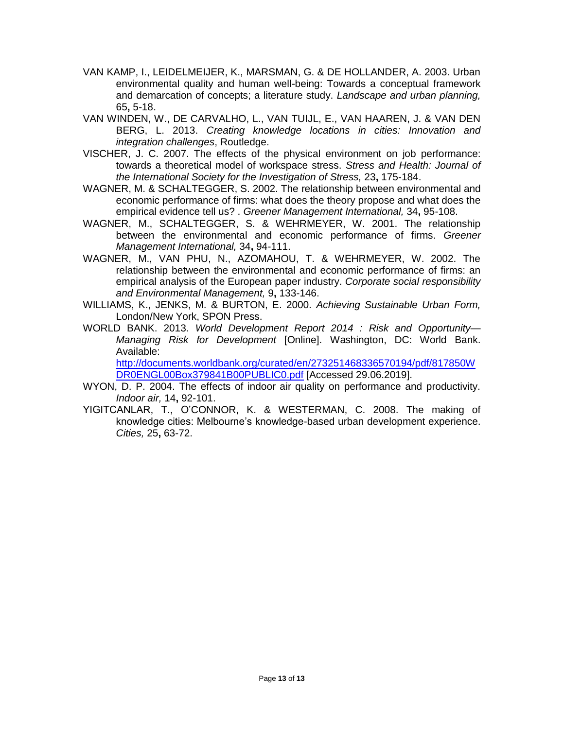VAN KAMP, I., LEIDELMEIJER, K., MARSMAN, G. & DE HOLLANDER, A. 2003. Urban environmental quality and human well-being: Towards a conceptual framework and demarcation of concepts; a literature study. *Landscape and urban planning,* 65**,** 5-18.

VAN WINDEN, W., DE CARVALHO, L., VAN TUIJL, E., VAN HAAREN, J. & VAN DEN BERG, L. 2013. *Creating knowledge locations in cities: Innovation and integration challenges*, Routledge.

VISCHER, J. C. 2007. The effects of the physical environment on job performance: towards a theoretical model of workspace stress. *Stress and Health: Journal of the International Society for the Investigation of Stress,* 23**,** 175-184.

WAGNER, M. & SCHALTEGGER, S. 2002. The relationship between environmental and economic performance of firms: what does the theory propose and what does the empirical evidence tell us? . *Greener Management International,* 34**,** 95-108.

WAGNER, M., SCHALTEGGER, S. & WEHRMEYER, W. 2001. The relationship between the environmental and economic performance of firms. *Greener Management International,* 34**,** 94-111.

WAGNER, M., VAN PHU, N., AZOMAHOU, T. & WEHRMEYER, W. 2002. The relationship between the environmental and economic performance of firms: an empirical analysis of the European paper industry. *Corporate social responsibility and Environmental Management,* 9**,** 133-146.

WILLIAMS, K., JENKS, M. & BURTON, E. 2000. *Achieving Sustainable Urban Form,* London/New York, SPON Press.

WORLD BANK. 2013. *World Development Report 2014 : Risk and Opportunity—Managing Risk for Development* [Online]. Washington, DC: World Bank. Available: http://documents.worldbank.org/curated/en/273251468336570194/pdf/817850WDR0ENGL00Box379841B00PUBLIC0.pdf [Accessed 29.06.2019].

WYON, D. P. 2004. The effects of indoor air quality on performance and productivity. *Indoor air,* 14**,** 92-101.

YIGITCANLAR, T., O'CONNOR, K. & WESTERMAN, C. 2008. The making of knowledge cities: Melbourne's knowledge-based urban development experience. *Cities,* 25**,** 63-72.